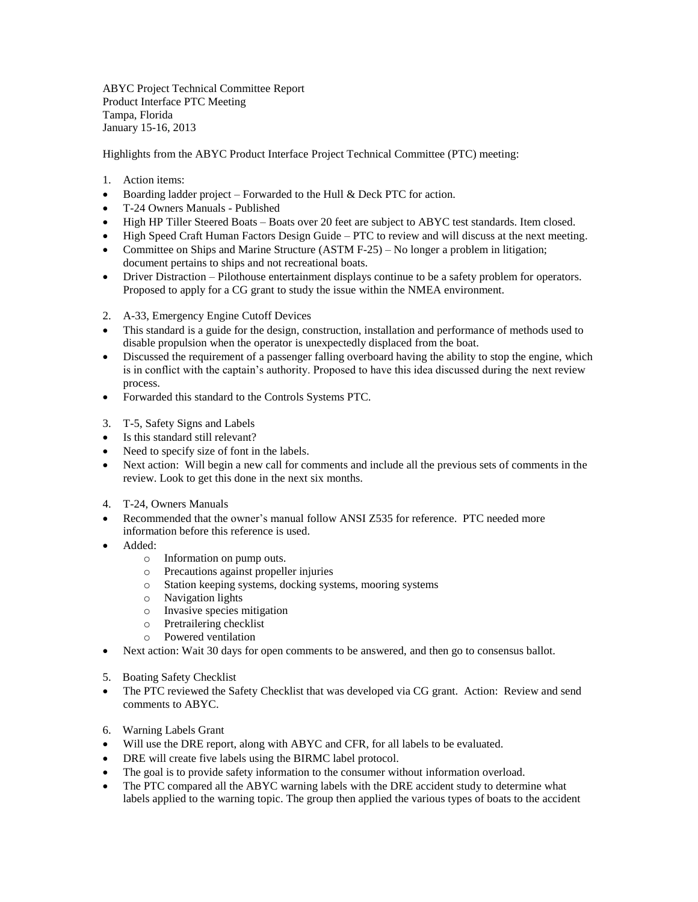ABYC Project Technical Committee Report
Product Interface PTC Meeting
Tampa, Florida
January 15-16, 2013

Highlights from the ABYC Product Interface Project Technical Committee (PTC) meeting:

1. Action items:

- Boarding ladder project – Forwarded to the Hull & Deck PTC for action.
- T-24 Owners Manuals - Published
- High HP Tiller Steered Boats – Boats over 20 feet are subject to ABYC test standards. Item closed.
- High Speed Craft Human Factors Design Guide – PTC to review and will discuss at the next meeting.
- Committee on Ships and Marine Structure (ASTM F-25) – No longer a problem in litigation; document pertains to ships and not recreational boats.
- Driver Distraction – Pilothouse entertainment displays continue to be a safety problem for operators. Proposed to apply for a CG grant to study the issue within the NMEA environment.

2. A-33, Emergency Engine Cutoff Devices

- This standard is a guide for the design, construction, installation and performance of methods used to disable propulsion when the operator is unexpectedly displaced from the boat.
- Discussed the requirement of a passenger falling overboard having the ability to stop the engine, which is in conflict with the captain's authority. Proposed to have this idea discussed during the next review process.
- Forwarded this standard to the Controls Systems PTC.

3. T-5, Safety Signs and Labels

- Is this standard still relevant?
- Need to specify size of font in the labels.
- Next action: Will begin a new call for comments and include all the previous sets of comments in the review. Look to get this done in the next six months.

4. T-24, Owners Manuals

- Recommended that the owner's manual follow ANSI Z535 for reference. PTC needed more information before this reference is used.
- Added:
  - Information on pump outs.
  - Precautions against propeller injuries
  - Station keeping systems, docking systems, mooring systems
  - Navigation lights
  - Invasive species mitigation
  - Pretrailering checklist
  - Powered ventilation
- Next action: Wait 30 days for open comments to be answered, and then go to consensus ballot.

5. Boating Safety Checklist

- The PTC reviewed the Safety Checklist that was developed via CG grant. Action: Review and send comments to ABYC.

6. Warning Labels Grant

- Will use the DRE report, along with ABYC and CFR, for all labels to be evaluated.
- DRE will create five labels using the BIRMC label protocol.
- The goal is to provide safety information to the consumer without information overload.
- The PTC compared all the ABYC warning labels with the DRE accident study to determine what labels applied to the warning topic. The group then applied the various types of boats to the accident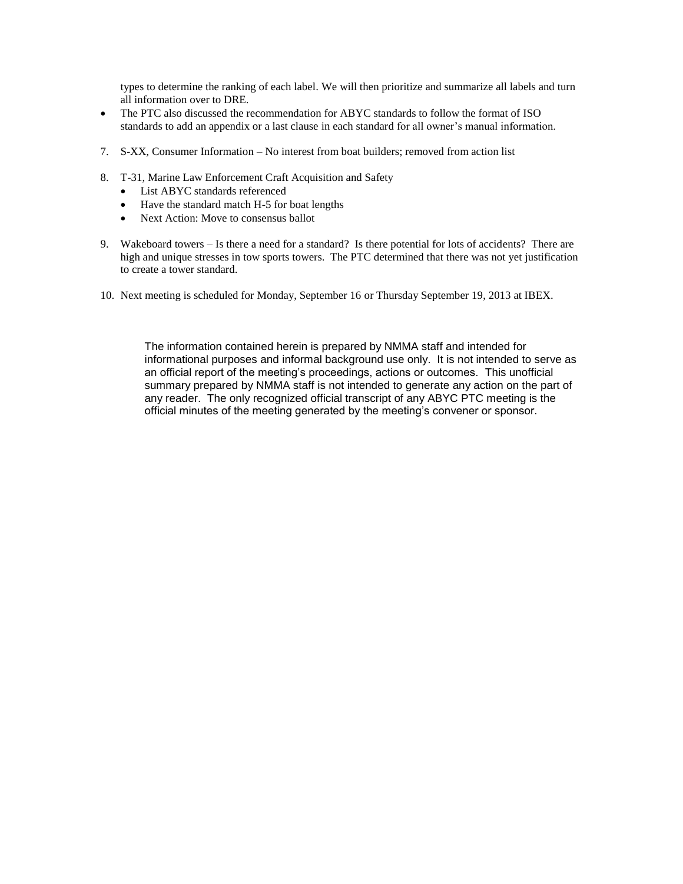types to determine the ranking of each label. We will then prioritize and summarize all labels and turn all information over to DRE.

- The PTC also discussed the recommendation for ABYC standards to follow the format of ISO standards to add an appendix or a last clause in each standard for all owner's manual information.

7. S-XX, Consumer Information – No interest from boat builders; removed from action list

8. T-31, Marine Law Enforcement Craft Acquisition and Safety
   - List ABYC standards referenced
   - Have the standard match H-5 for boat lengths
   - Next Action: Move to consensus ballot

9. Wakeboard towers – Is there a need for a standard? Is there potential for lots of accidents? There are high and unique stresses in tow sports towers. The PTC determined that there was not yet justification to create a tower standard.

10. Next meeting is scheduled for Monday, September 16 or Thursday September 19, 2013 at IBEX.

The information contained herein is prepared by NMMA staff and intended for informational purposes and informal background use only. It is not intended to serve as an official report of the meeting's proceedings, actions or outcomes. This unofficial summary prepared by NMMA staff is not intended to generate any action on the part of any reader. The only recognized official transcript of any ABYC PTC meeting is the official minutes of the meeting generated by the meeting's convener or sponsor.